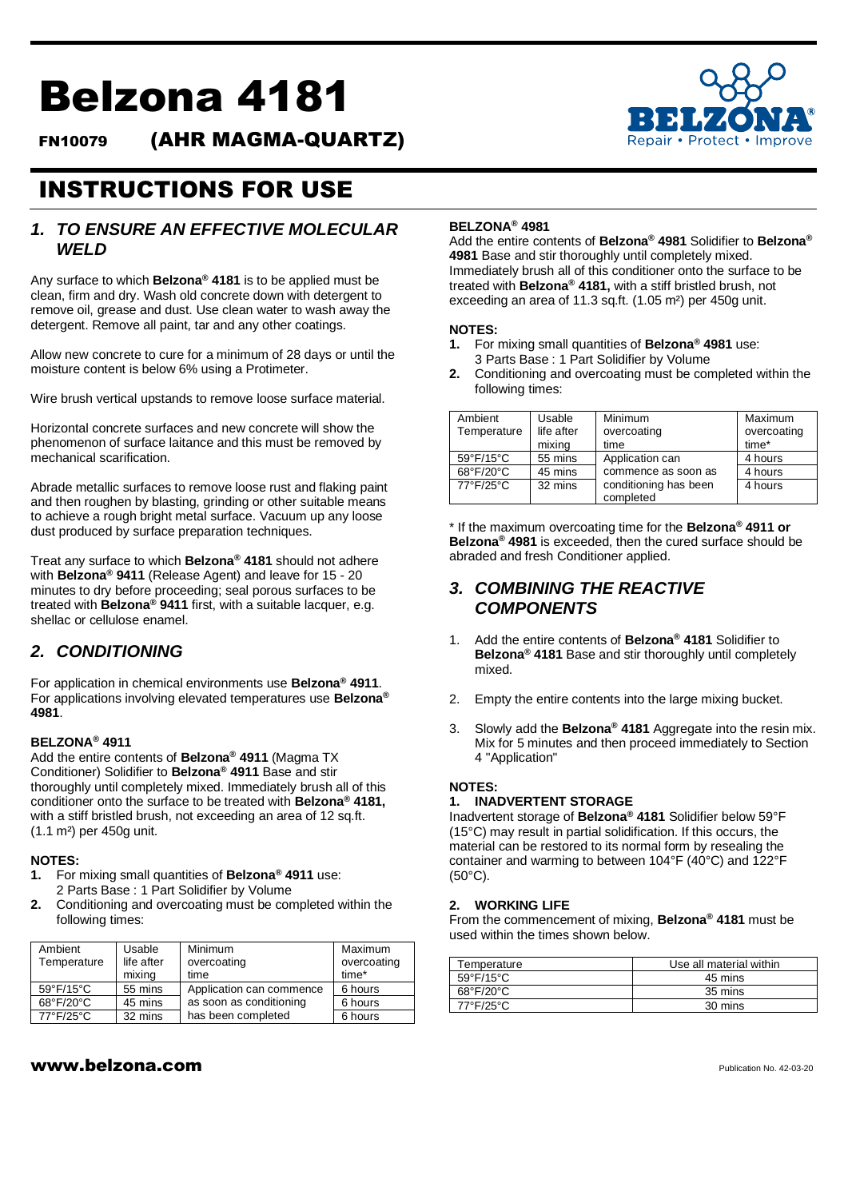# Belzona 4181

**FN10079 (AHR MAGMA-QUARTZ)**

Repair • Protect • Improve

# INSTRUCTIONS FOR USE

## 1. TO ENSURE AN EFFECTIVE MOLECULAR WELD

Any surface to which **Belzona® 4181** is to be applied must be clean, firm and dry. Wash old concrete down with detergent to remove oil, grease and dust. Use clean water to wash away the detergent. Remove all paint, tar and any other coatings.

Allow new concrete to cure for a minimum of 28 days or until the moisture content is below 6% using a Protimeter.

Wire brush vertical upstands to remove loose surface material.

Horizontal concrete surfaces and new concrete will show the phenomenon of surface laitance and this must be removed by mechanical scarification.

Abrade metallic surfaces to remove loose rust and flaking paint and then roughen by blasting, grinding or other suitable means to achieve a rough bright metal surface. Vacuum up any loose dust produced by surface preparation techniques.

Treat any surface to which **Belzona® 4181** should not adhere with **Belzona® 9411** (Release Agent) and leave for 15 - 20 minutes to dry before proceeding; seal porous surfaces to be treated with **Belzona® 9411** first, with a suitable lacquer, e.g. shellac or cellulose enamel.

## 2. CONDITIONING

For application in chemical environments use **Belzona® 4911**. For applications involving elevated temperatures use **Belzona® 4981**.

**BELZONA® 4911**

Add the entire contents of **Belzona® 4911** (Magma TX Conditioner) Solidifier to **Belzona® 4911** Base and stir thoroughly until completely mixed. Immediately brush all of this conditioner onto the surface to be treated with **Belzona® 4181,** with a stiff bristled brush, not exceeding an area of 12 sq.ft. (1.1 m²) per 450g unit.

**NOTES:**

1. For mixing small quantities of **Belzona® 4911** use: 2 Parts Base : 1 Part Solidifier by Volume
2. Conditioning and overcoating must be completed within the following times:

| Ambient Temperature | Usable life after mixing | Minimum overcoating time | Maximum overcoating time* |
|---|---|---|---|
| 59°F/15°C | 55 mins | Application can commence as soon as conditioning has been completed | 6 hours |
| 68°F/20°C | 45 mins | | 6 hours |
| 77°F/25°C | 32 mins | | 6 hours |

**BELZONA® 4981**

Add the entire contents of **Belzona® 4981** Solidifier to **Belzona® 4981** Base and stir thoroughly until completely mixed. Immediately brush all of this conditioner onto the surface to be treated with **Belzona® 4181,** with a stiff bristled brush, not exceeding an area of 11.3 sq.ft. (1.05 m²) per 450g unit.

**NOTES:**

1. For mixing small quantities of **Belzona® 4981** use: 3 Parts Base : 1 Part Solidifier by Volume
2. Conditioning and overcoating must be completed within the following times:

| Ambient Temperature | Usable life after mixing | Minimum overcoating time | Maximum overcoating time* |
|---|---|---|---|
| 59°F/15°C | 55 mins | Application can commence as soon as conditioning has been completed | 4 hours |
| 68°F/20°C | 45 mins | | 4 hours |
| 77°F/25°C | 32 mins | | 4 hours |

* If the maximum overcoating time for the **Belzona® 4911 or Belzona® 4981** is exceeded, then the cured surface should be abraded and fresh Conditioner applied.

## 3. COMBINING THE REACTIVE COMPONENTS

1. Add the entire contents of **Belzona® 4181** Solidifier to **Belzona® 4181** Base and stir thoroughly until completely mixed.
2. Empty the entire contents into the large mixing bucket.
3. Slowly add the **Belzona® 4181** Aggregate into the resin mix. Mix for 5 minutes and then proceed immediately to Section 4 "Application"

**NOTES:**

**1. INADVERTENT STORAGE**

Inadvertent storage of **Belzona® 4181** Solidifier below 59°F (15°C) may result in partial solidification. If this occurs, the material can be restored to its normal form by resealing the container and warming to between 104°F (40°C) and 122°F (50°C).

**2. WORKING LIFE**

From the commencement of mixing, **Belzona® 4181** must be used within the times shown below.

| Temperature | Use all material within |
|---|---|
| 59°F/15°C | 45 mins |
| 68°F/20°C | 35 mins |
| 77°F/25°C | 30 mins |

**www.belzona.com**

Publication No. 42-03-20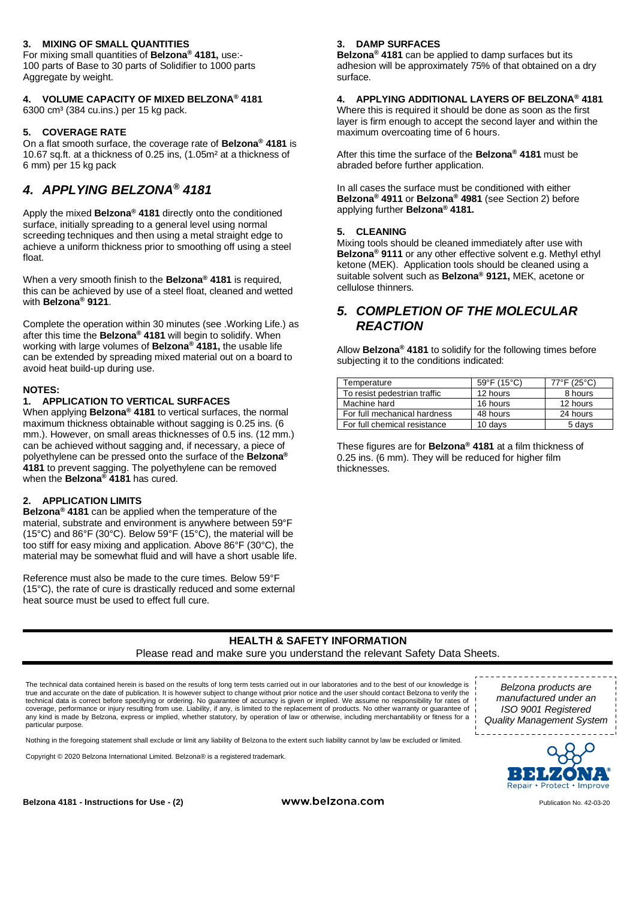### 3. MIXING OF SMALL QUANTITIES

For mixing small quantities of **Belzona® 4181,** use:-
100 parts of Base to 30 parts of Solidifier to 1000 parts Aggregate by weight.

### 4. VOLUME CAPACITY OF MIXED BELZONA® 4181

6300 cm³ (384 cu.ins.) per 15 kg pack.

### 5. COVERAGE RATE

On a flat smooth surface, the coverage rate of **Belzona® 4181** is 10.67 sq.ft. at a thickness of 0.25 ins, (1.05m² at a thickness of 6 mm) per 15 kg pack

## *4. APPLYING BELZONA® 4181*

Apply the mixed **Belzona® 4181** directly onto the conditioned surface, initially spreading to a general level using normal screeding techniques and then using a metal straight edge to achieve a uniform thickness prior to smoothing off using a steel float.

When a very smooth finish to the **Belzona® 4181** is required, this can be achieved by use of a steel float, cleaned and wetted with **Belzona® 9121**.

Complete the operation within 30 minutes (see .Working Life.) as after this time the **Belzona® 4181** will begin to solidify. When working with large volumes of **Belzona® 4181,** the usable life can be extended by spreading mixed material out on a board to avoid heat build-up during use.

**NOTES:**

### 1. APPLICATION TO VERTICAL SURFACES

When applying **Belzona® 4181** to vertical surfaces, the normal maximum thickness obtainable without sagging is 0.25 ins. (6 mm.). However, on small areas thicknesses of 0.5 ins. (12 mm.) can be achieved without sagging and, if necessary, a piece of polyethylene can be pressed onto the surface of the **Belzona® 4181** to prevent sagging. The polyethylene can be removed when the **Belzona® 4181** has cured.

### 2. APPLICATION LIMITS

**Belzona® 4181** can be applied when the temperature of the material, substrate and environment is anywhere between 59°F (15°C) and 86°F (30°C). Below 59°F (15°C), the material will be too stiff for easy mixing and application. Above 86°F (30°C), the material may be somewhat fluid and will have a short usable life.

Reference must also be made to the cure times. Below 59°F (15°C), the rate of cure is drastically reduced and some external heat source must be used to effect full cure.

### 3. DAMP SURFACES

**Belzona® 4181** can be applied to damp surfaces but its adhesion will be approximately 75% of that obtained on a dry surface.

### 4. APPLYING ADDITIONAL LAYERS OF BELZONA® 4181

Where this is required it should be done as soon as the first layer is firm enough to accept the second layer and within the maximum overcoating time of 6 hours.

After this time the surface of the **Belzona® 4181** must be abraded before further application.

In all cases the surface must be conditioned with either **Belzona® 4911** or **Belzona® 4981** (see Section 2) before applying further **Belzona® 4181.**

### 5. CLEANING

Mixing tools should be cleaned immediately after use with **Belzona® 9111** or any other effective solvent e.g. Methyl ethyl ketone (MEK). Application tools should be cleaned using a suitable solvent such as **Belzona® 9121,** MEK, acetone or cellulose thinners.

## *5. COMPLETION OF THE MOLECULAR REACTION*

Allow **Belzona® 4181** to solidify for the following times before subjecting it to the conditions indicated:

| Temperature | 59°F (15°C) | 77°F (25°C) |
|---|---|---|
| To resist pedestrian traffic | 12 hours | 8 hours |
| Machine hard | 16 hours | 12 hours |
| For full mechanical hardness | 48 hours | 24 hours |
| For full chemical resistance | 10 days | 5 days |

These figures are for **Belzona® 4181** at a film thickness of 0.25 ins. (6 mm). They will be reduced for higher film thicknesses.

**HEALTH & SAFETY INFORMATION**

Please read and make sure you understand the relevant Safety Data Sheets.

The technical data contained herein is based on the results of long term tests carried out in our laboratories and to the best of our knowledge is true and accurate on the date of publication. It is however subject to change without prior notice and the user should contact Belzona to verify the technical data is correct before specifying or ordering. No guarantee of accuracy is given or implied. We assume no responsibility for rates of coverage, performance or injury resulting from use. Liability, if any, is limited to the replacement of products. No other warranty or guarantee of any kind is made by Belzona, express or implied, whether statutory, by operation of law or otherwise, including merchantability or fitness for a particular purpose.

Nothing in the foregoing statement shall exclude or limit any liability of Belzona to the extent such liability cannot by law be excluded or limited.

Copyright © 2020 Belzona International Limited. Belzona® is a registered trademark.

*Belzona products are manufactured under an ISO 9001 Registered Quality Management System*

BELZONA® Repair • Protect • Improve

Belzona 4181 - Instructions for Use - (2) www.belzona.com Publication No. 42-03-20